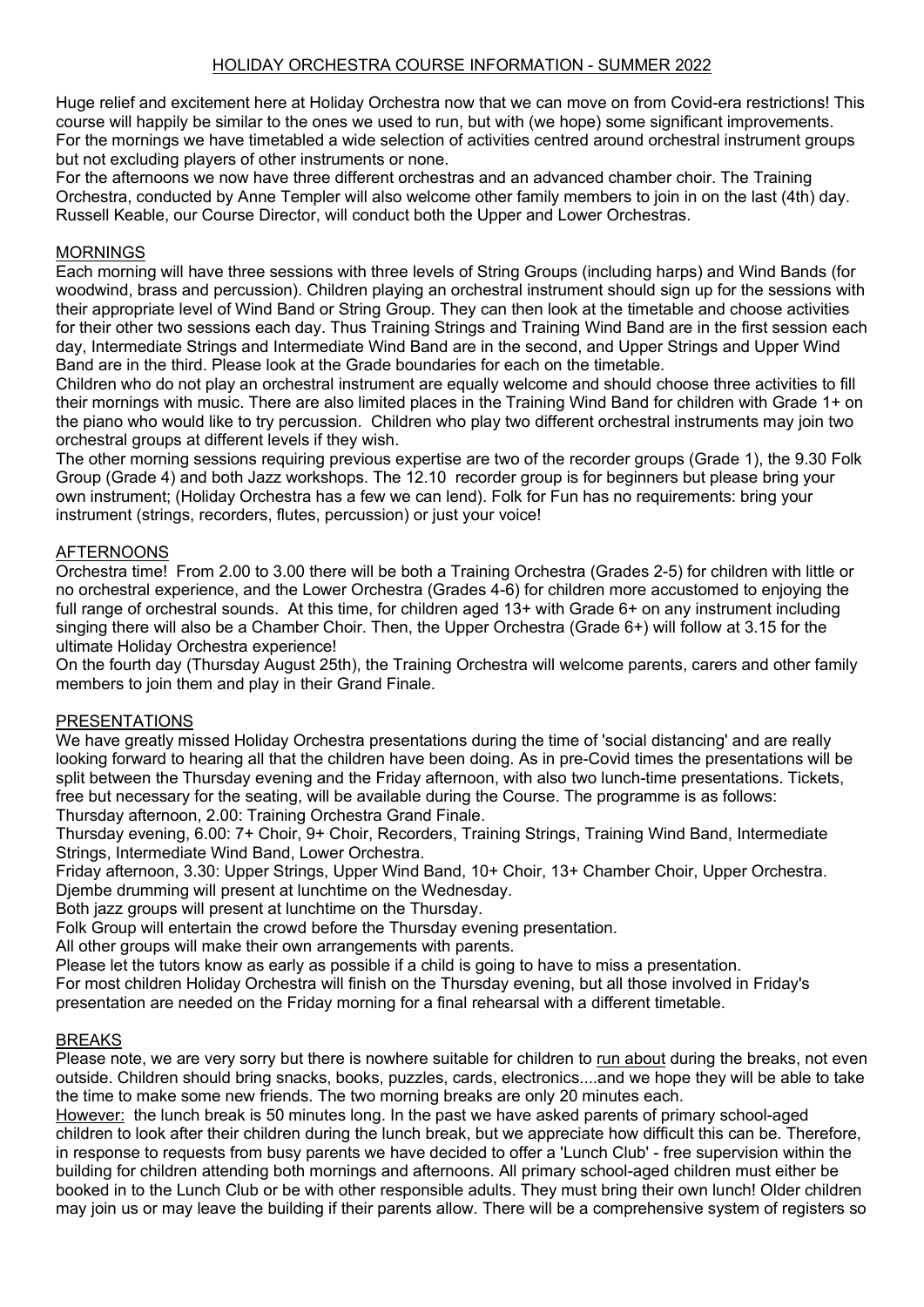## HOLIDAY ORCHESTRA COURSE INFORMATION - SUMMER 2022

Huge relief and excitement here at Holiday Orchestra now that we can move on from Covid-era restrictions! This course will happily be similar to the ones we used to run, but with (we hope) some significant improvements. For the mornings we have timetabled a wide selection of activities centred around orchestral instrument groups but not excluding players of other instruments or none.

For the afternoons we now have three different orchestras and an advanced chamber choir. The Training Orchestra, conducted by Anne Templer will also welcome other family members to join in on the last (4th) day. Russell Keable, our Course Director, will conduct both the Upper and Lower Orchestras.

### MORNINGS

Each morning will have three sessions with three levels of String Groups (including harps) and Wind Bands (for woodwind, brass and percussion). Children playing an orchestral instrument should sign up for the sessions with their appropriate level of Wind Band or String Group. They can then look at the timetable and choose activities for their other two sessions each day. Thus Training Strings and Training Wind Band are in the first session each day, Intermediate Strings and Intermediate Wind Band are in the second, and Upper Strings and Upper Wind Band are in the third. Please look at the Grade boundaries for each on the timetable.

Children who do not play an orchestral instrument are equally welcome and should choose three activities to fill their mornings with music. There are also limited places in the Training Wind Band for children with Grade 1+ on the piano who would like to try percussion. Children who play two different orchestral instruments may join two orchestral groups at different levels if they wish.

The other morning sessions requiring previous expertise are two of the recorder groups (Grade 1), the 9.30 Folk Group (Grade 4) and both Jazz workshops. The 12.10 recorder group is for beginners but please bring your own instrument; (Holiday Orchestra has a few we can lend). Folk for Fun has no requirements: bring your instrument (strings, recorders, flutes, percussion) or just your voice!

### AFTERNOONS

Orchestra time! From 2.00 to 3.00 there will be both a Training Orchestra (Grades 2-5) for children with little or no orchestral experience, and the Lower Orchestra (Grades 4-6) for children more accustomed to enjoying the full range of orchestral sounds. At this time, for children aged 13+ with Grade 6+ on any instrument including singing there will also be a Chamber Choir. Then, the Upper Orchestra (Grade 6+) will follow at 3.15 for the ultimate Holiday Orchestra experience!

On the fourth day (Thursday August 25th), the Training Orchestra will welcome parents, carers and other family members to join them and play in their Grand Finale.

### PRESENTATIONS

We have greatly missed Holiday Orchestra presentations during the time of 'social distancing' and are really looking forward to hearing all that the children have been doing. As in pre-Covid times the presentations will be split between the Thursday evening and the Friday afternoon, with also two lunch-time presentations. Tickets, free but necessary for the seating, will be available during the Course. The programme is as follows:

Thursday afternoon, 2.00: Training Orchestra Grand Finale.

Thursday evening, 6.00: 7+ Choir, 9+ Choir, Recorders, Training Strings, Training Wind Band, Intermediate Strings, Intermediate Wind Band, Lower Orchestra.

Friday afternoon, 3.30: Upper Strings, Upper Wind Band, 10+ Choir, 13+ Chamber Choir, Upper Orchestra.

Djembe drumming will present at lunchtime on the Wednesday.

Both jazz groups will present at lunchtime on the Thursday.

Folk Group will entertain the crowd before the Thursday evening presentation.

All other groups will make their own arrangements with parents.

Please let the tutors know as early as possible if a child is going to have to miss a presentation.

For most children Holiday Orchestra will finish on the Thursday evening, but all those involved in Friday's presentation are needed on the Friday morning for a final rehearsal with a different timetable.

### BREAKS

Please note, we are very sorry but there is nowhere suitable for children to run about during the breaks, not even outside. Children should bring snacks, books, puzzles, cards, electronics....and we hope they will be able to take the time to make some new friends. The two morning breaks are only 20 minutes each.

However: the lunch break is 50 minutes long. In the past we have asked parents of primary school-aged children to look after their children during the lunch break, but we appreciate how difficult this can be. Therefore, in response to requests from busy parents we have decided to offer a 'Lunch Club' - free supervision within the building for children attending both mornings and afternoons. All primary school-aged children must either be booked in to the Lunch Club or be with other responsible adults. They must bring their own lunch! Older children may join us or may leave the building if their parents allow. There will be a comprehensive system of registers so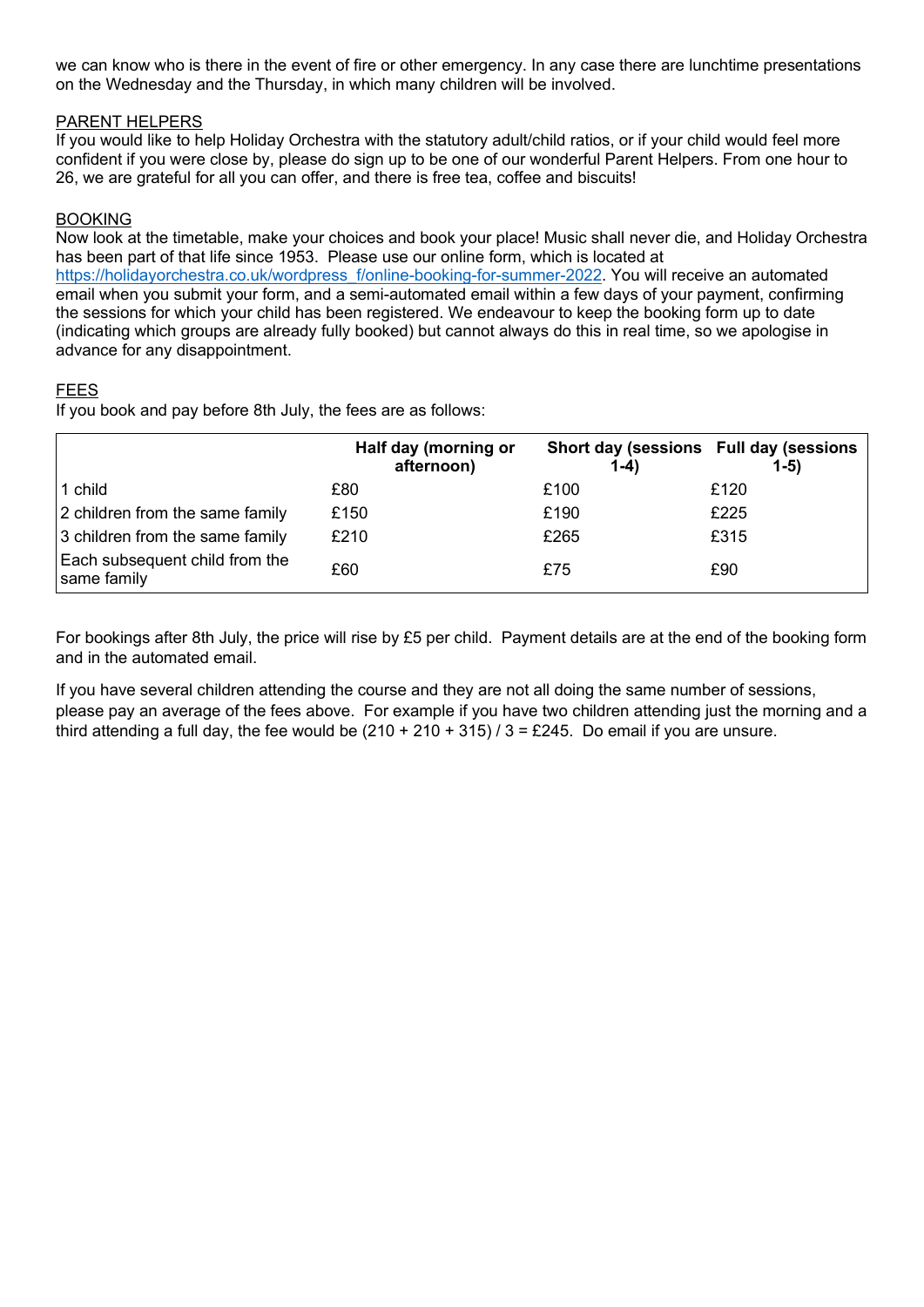we can know who is there in the event of fire or other emergency. In any case there are lunchtime presentations on the Wednesday and the Thursday, in which many children will be involved.

## PARENT HELPERS

If you would like to help Holiday Orchestra with the statutory adult/child ratios, or if your child would feel more confident if you were close by, please do sign up to be one of our wonderful Parent Helpers. From one hour to 26, we are grateful for all you can offer, and there is free tea, coffee and biscuits!

## BOOKING

Now look at the timetable, make your choices and book your place! Music shall never die, and Holiday Orchestra has been part of that life since 1953. Please use our online form, which is located at [https://holidayorchestra.co.uk/wordpress_f/online-booking-for-summer-2022](https://holidayorchestra.co.uk/wordpress_f/online-booking-for-summer-2022). You will receive an automated email when you submit your form, and a semi-automated email within a few days of your payment, confirming the sessions for which your child has been registered. We endeavour to keep the booking form up to date (indicating which groups are already fully booked) but cannot always do this in real time, so we apologise in advance for any disappointment.

## FEES

If you book and pay before 8th July, the fees are as follows:

| | **Half day (morning or afternoon)** | **Short day (sessions 1-4)** | **Full day (sessions 1-5)** |
|---|---|---|---|
| 1 child | £80 | £100 | £120 |
| 2 children from the same family | £150 | £190 | £225 |
| 3 children from the same family | £210 | £265 | £315 |
| Each subsequent child from the same family | £60 | £75 | £90 |

For bookings after 8th July, the price will rise by £5 per child. Payment details are at the end of the booking form and in the automated email.

If you have several children attending the course and they are not all doing the same number of sessions, please pay an average of the fees above. For example if you have two children attending just the morning and a third attending a full day, the fee would be (210 + 210 + 315) / 3 = £245. Do email if you are unsure.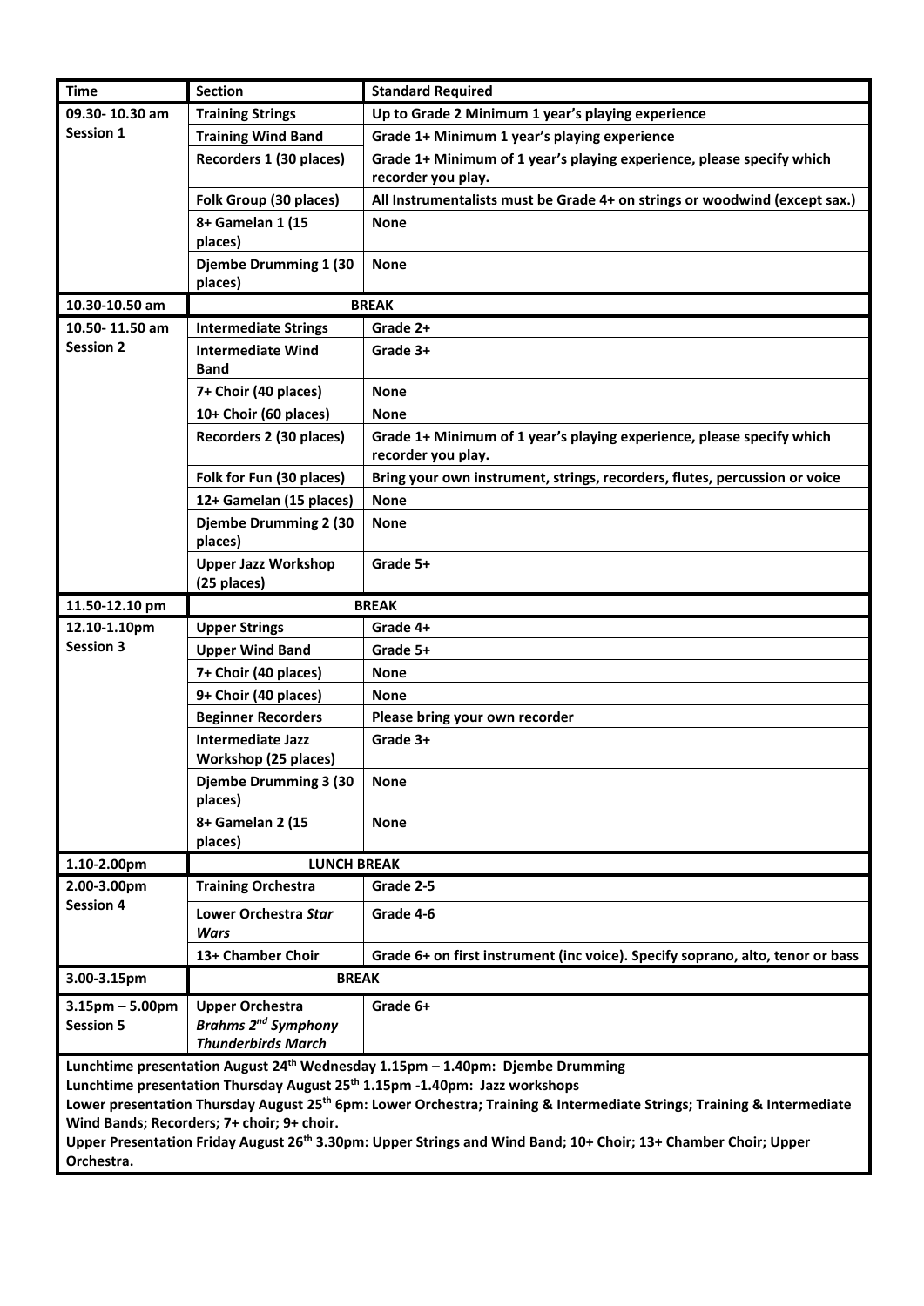| Time | Section | Standard Required |
| --- | --- | --- |
| **09.30- 10.30 am Session 1** | **Training Strings** | **Up to Grade 2 Minimum 1 year's playing experience** |
| | **Training Wind Band** | **Grade 1+ Minimum 1 year's playing experience** |
| | **Recorders 1 (30 places)** | **Grade 1+ Minimum of 1 year's playing experience, please specify which recorder you play.** |
| | **Folk Group (30 places)** | **All Instrumentalists must be Grade 4+ on strings or woodwind (except sax.)** |
| | **8+ Gamelan 1 (15 places)** | **None** |
| | **Djembe Drumming 1 (30 places)** | **None** |
| **10.30-10.50 am** | **BREAK** | |
| **10.50- 11.50 am Session 2** | **Intermediate Strings** | **Grade 2+** |
| | **Intermediate Wind Band** | **Grade 3+** |
| | **7+ Choir (40 places)** | **None** |
| | **10+ Choir (60 places)** | **None** |
| | **Recorders 2 (30 places)** | **Grade 1+ Minimum of 1 year's playing experience, please specify which recorder you play.** |
| | **Folk for Fun (30 places)** | **Bring your own instrument, strings, recorders, flutes, percussion or voice** |
| | **12+ Gamelan (15 places)** | **None** |
| | **Djembe Drumming 2 (30 places)** | **None** |
| | **Upper Jazz Workshop (25 places)** | **Grade 5+** |
| **11.50-12.10 pm** | **BREAK** | |
| **12.10-1.10pm Session 3** | **Upper Strings** | **Grade 4+** |
| | **Upper Wind Band** | **Grade 5+** |
| | **7+ Choir (40 places)** | **None** |
| | **9+ Choir (40 places)** | **None** |
| | **Beginner Recorders** | **Please bring your own recorder** |
| | **Intermediate Jazz Workshop (25 places)** | **Grade 3+** |
| | **Djembe Drumming 3 (30 places)** | **None** |
| | **8+ Gamelan 2 (15 places)** | **None** |
| **1.10-2.00pm** | **LUNCH BREAK** | |
| **2.00-3.00pm Session 4** | **Training Orchestra** | **Grade 2-5** |
| | **Lower Orchestra *Star Wars*** | **Grade 4-6** |
| | **13+ Chamber Choir** | **Grade 6+ on first instrument (inc voice). Specify soprano, alto, tenor or bass** |
| **3.00-3.15pm** | **BREAK** | |
| **3.15pm – 5.00pm Session 5** | **Upper Orchestra *Brahms 2nd Symphony* *Thunderbirds March*** | **Grade 6+** |

**Lunchtime presentation August 24th Wednesday 1.15pm – 1.40pm: Djembe Drumming**

**Lunchtime presentation Thursday August 25th 1.15pm -1.40pm: Jazz workshops**

**Lower presentation Thursday August 25th 6pm: Lower Orchestra; Training & Intermediate Strings; Training & Intermediate Wind Bands; Recorders; 7+ choir; 9+ choir.**

**Upper Presentation Friday August 26th 3.30pm: Upper Strings and Wind Band; 10+ Choir; 13+ Chamber Choir; Upper Orchestra.**